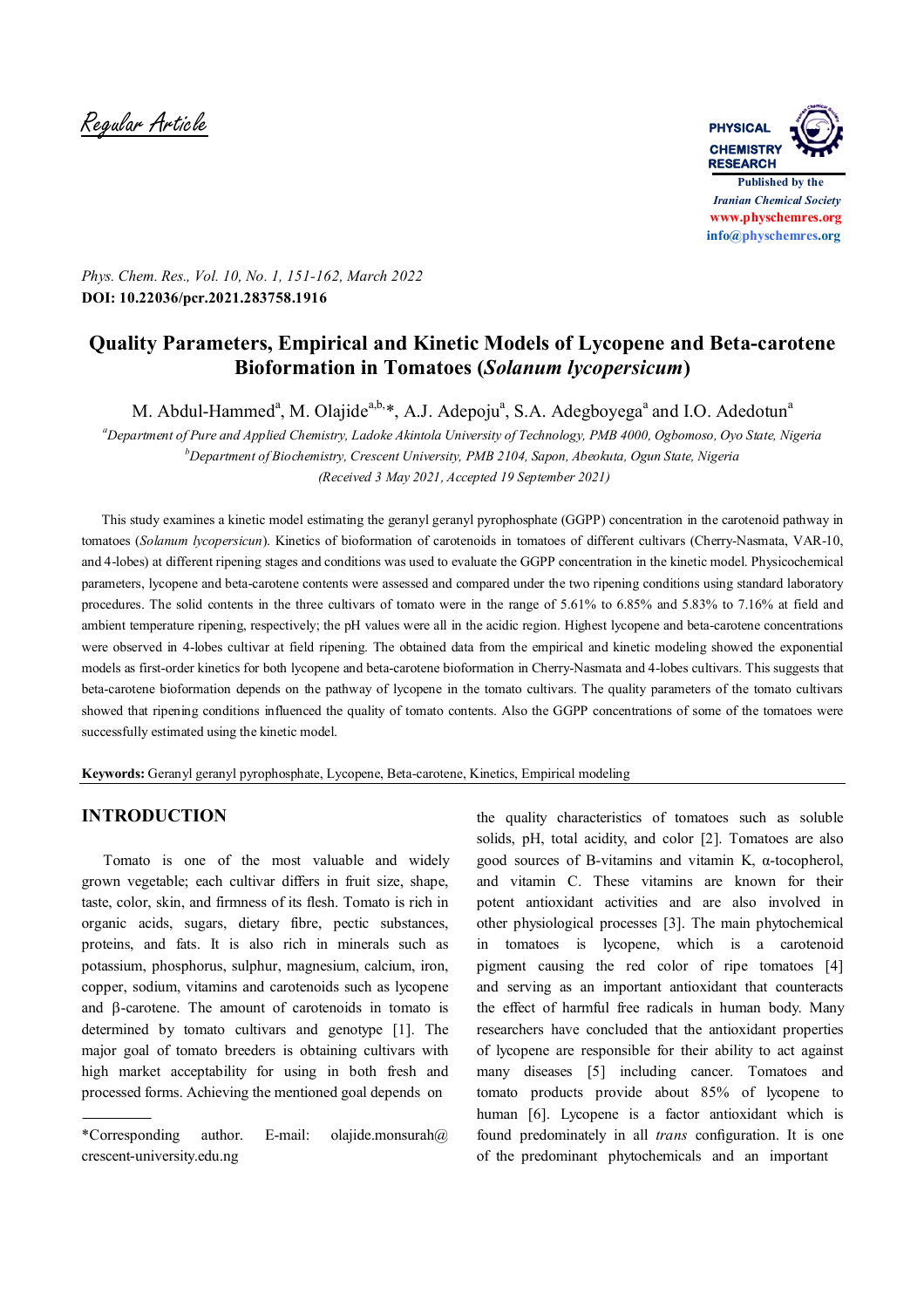Regular Article

# Quality Parameters, Empirical and Kinetic Models of Lycopene and Beta-carotene Bioformation in Tomatoes (*Solanum lycopersicum*)

M. Abdul-Hammed[a], M. Olajide[a,b,*], A.J. Adepoju[a], S.A. Adegboyega[a] and I.O. Adedotun[a]

[a]*Department of Pure and Applied Chemistry, Ladoke Akintola University of Technology, PMB 4000, Ogbomoso, Oyo State, Nigeria*
[b]*Department of Biochemistry, Crescent University, PMB 2104, Sapon, Abeokuta, Ogun State, Nigeria*
*(Received 3 May 2021, Accepted 19 September 2021)*

This study examines a kinetic model estimating the geranyl geranyl pyrophosphate (GGPP) concentration in the carotenoid pathway in tomatoes (*Solanum lycopersicun*). Kinetics of bioformation of carotenoids in tomatoes of different cultivars (Cherry-Nasmata, VAR-10, and 4-lobes) at different ripening stages and conditions was used to evaluate the GGPP concentration in the kinetic model. Physicochemical parameters, lycopene and beta-carotene contents were assessed and compared under the two ripening conditions using standard laboratory procedures. The solid contents in the three cultivars of tomato were in the range of 5.61% to 6.85% and 5.83% to 7.16% at field and ambient temperature ripening, respectively; the pH values were all in the acidic region. Highest lycopene and beta-carotene concentrations were observed in 4-lobes cultivar at field ripening. The obtained data from the empirical and kinetic modeling showed the exponential models as first-order kinetics for both lycopene and beta-carotene bioformation in Cherry-Nasmata and 4-lobes cultivars. This suggests that beta-carotene bioformation depends on the pathway of lycopene in the tomato cultivars. The quality parameters of the tomato cultivars showed that ripening conditions influenced the quality of tomato contents. Also the GGPP concentrations of some of the tomatoes were successfully estimated using the kinetic model.

**Keywords:** Geranyl geranyl pyrophosphate, Lycopene, Beta-carotene, Kinetics, Empirical modeling

## INTRODUCTION

Tomato is one of the most valuable and widely grown vegetable; each cultivar differs in fruit size, shape, taste, color, skin, and firmness of its flesh. Tomato is rich in organic acids, sugars, dietary fibre, pectic substances, proteins, and fats. It is also rich in minerals such as potassium, phosphorus, sulphur, magnesium, calcium, iron, copper, sodium, vitamins and carotenoids such as lycopene and β-carotene. The amount of carotenoids in tomato is determined by tomato cultivars and genotype [1]. The major goal of tomato breeders is obtaining cultivars with high market acceptability for using in both fresh and processed forms. Achieving the mentioned goal depends on the quality characteristics of tomatoes such as soluble solids, pH, total acidity, and color [2]. Tomatoes are also good sources of B-vitamins and vitamin K, α-tocopherol, and vitamin C. These vitamins are known for their potent antioxidant activities and are also involved in other physiological processes [3]. The main phytochemical in tomatoes is lycopene, which is a carotenoid pigment causing the red color of ripe tomatoes [4] and serving as an important antioxidant that counteracts the effect of harmful free radicals in human body. Many researchers have concluded that the antioxidant properties of lycopene are responsible for their ability to act against many diseases [5] including cancer. Tomatoes and tomato products provide about 85% of lycopene to human [6]. Lycopene is a factor antioxidant which is found predominately in all *trans* configuration. It is one of the predominant phytochemicals and an important

*Corresponding author. E-mail: olajide.monsurah@crescent-university.edu.ng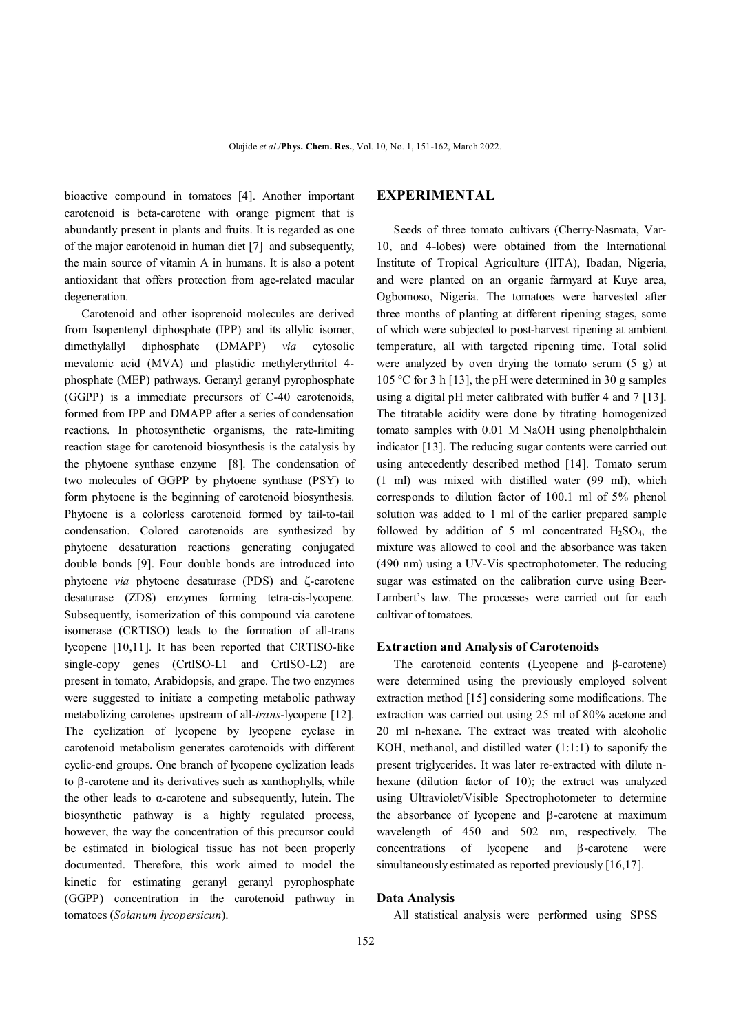bioactive compound in tomatoes [4]. Another important carotenoid is beta-carotene with orange pigment that is abundantly present in plants and fruits. It is regarded as one of the major carotenoid in human diet [7] and subsequently, the main source of vitamin A in humans. It is also a potent antioxidant that offers protection from age-related macular degeneration.

Carotenoid and other isoprenoid molecules are derived from Isopentenyl diphosphate (IPP) and its allylic isomer, dimethylallyl diphosphate (DMAPP) *via* cytosolic mevalonic acid (MVA) and plastidic methylerythritol 4-phosphate (MEP) pathways. Geranyl geranyl pyrophosphate (GGPP) is a immediate precursors of C-40 carotenoids, formed from IPP and DMAPP after a series of condensation reactions. In photosynthetic organisms, the rate-limiting reaction stage for carotenoid biosynthesis is the catalysis by the phytoene synthase enzyme [8]. The condensation of two molecules of GGPP by phytoene synthase (PSY) to form phytoene is the beginning of carotenoid biosynthesis. Phytoene is a colorless carotenoid formed by tail-to-tail condensation. Colored carotenoids are synthesized by phytoene desaturation reactions generating conjugated double bonds [9]. Four double bonds are introduced into phytoene *via* phytoene desaturase (PDS) and ζ-carotene desaturase (ZDS) enzymes forming tetra-cis-lycopene. Subsequently, isomerization of this compound via carotene isomerase (CRTISO) leads to the formation of all-trans lycopene [10,11]. It has been reported that CRTISO-like single-copy genes (CrtISO-L1 and CrtISO-L2) are present in tomato, Arabidopsis, and grape. The two enzymes were suggested to initiate a competing metabolic pathway metabolizing carotenes upstream of all-*trans*-lycopene [12]. The cyclization of lycopene by lycopene cyclase in carotenoid metabolism generates carotenoids with different cyclic-end groups. One branch of lycopene cyclization leads to β-carotene and its derivatives such as xanthophylls, while the other leads to α-carotene and subsequently, lutein. The biosynthetic pathway is a highly regulated process, however, the way the concentration of this precursor could be estimated in biological tissue has not been properly documented. Therefore, this work aimed to model the kinetic for estimating geranyl geranyl pyrophosphate (GGPP) concentration in the carotenoid pathway in tomatoes (*Solanum lycopersicun*).

## EXPERIMENTAL

Seeds of three tomato cultivars (Cherry-Nasmata, Var-10, and 4-lobes) were obtained from the International Institute of Tropical Agriculture (IITA), Ibadan, Nigeria, and were planted on an organic farmyard at Kuye area, Ogbomoso, Nigeria. The tomatoes were harvested after three months of planting at different ripening stages, some of which were subjected to post-harvest ripening at ambient temperature, all with targeted ripening time. Total solid were analyzed by oven drying the tomato serum (5 g) at 105 °C for 3 h [13], the pH were determined in 30 g samples using a digital pH meter calibrated with buffer 4 and 7 [13]. The titratable acidity were done by titrating homogenized tomato samples with 0.01 M NaOH using phenolphthalein indicator [13]. The reducing sugar contents were carried out using antecedently described method [14]. Tomato serum (1 ml) was mixed with distilled water (99 ml), which corresponds to dilution factor of 100.1 ml of 5% phenol solution was added to 1 ml of the earlier prepared sample followed by addition of 5 ml concentrated $H_2SO_4$, the mixture was allowed to cool and the absorbance was taken (490 nm) using a UV-Vis spectrophotometer. The reducing sugar was estimated on the calibration curve using Beer-Lambert's law. The processes were carried out for each cultivar of tomatoes.

### Extraction and Analysis of Carotenoids

The carotenoid contents (Lycopene and β-carotene) were determined using the previously employed solvent extraction method [15] considering some modifications. The extraction was carried out using 25 ml of 80% acetone and 20 ml n-hexane. The extract was treated with alcoholic KOH, methanol, and distilled water (1:1:1) to saponify the present triglycerides. It was later re-extracted with dilute n-hexane (dilution factor of 10); the extract was analyzed using Ultraviolet/Visible Spectrophotometer to determine the absorbance of lycopene and β-carotene at maximum wavelength of 450 and 502 nm, respectively. The concentrations of lycopene and β-carotene were simultaneously estimated as reported previously [16,17].

### Data Analysis

All statistical analysis were performed using SPSS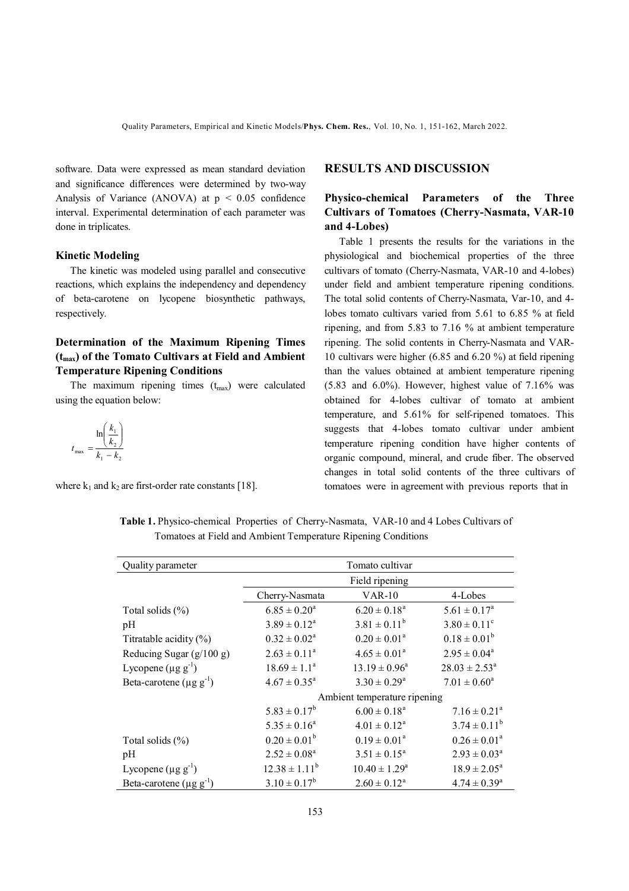software. Data were expressed as mean standard deviation and significance differences were determined by two-way Analysis of Variance (ANOVA) at $p < 0.05$ confidence interval. Experimental determination of each parameter was done in triplicates.

### Kinetic Modeling

The kinetic was modeled using parallel and consecutive reactions, which explains the independency and dependency of beta-carotene on lycopene biosynthetic pathways, respectively.

### Determination of the Maximum Ripening Times ($t_{max}$) of the Tomato Cultivars at Field and Ambient Temperature Ripening Conditions

The maximum ripening times ($t_{max}$) were calculated using the equation below:

$$t_{max} = \frac{\ln\left(\frac{k_1}{k_2}\right)}{k_1 - k_2}$$

where $k_1$ and $k_2$ are first-order rate constants [18].

## RESULTS AND DISCUSSION

### Physico-chemical Parameters of the Three Cultivars of Tomatoes (Cherry-Nasmata, VAR-10 and 4-Lobes)

Table 1 presents the results for the variations in the physiological and biochemical properties of the three cultivars of tomato (Cherry-Nasmata, VAR-10 and 4-lobes) under field and ambient temperature ripening conditions. The total solid contents of Cherry-Nasmata, Var-10, and 4-lobes tomato cultivars varied from 5.61 to 6.85 % at field ripening, and from 5.83 to 7.16 % at ambient temperature ripening. The solid contents in Cherry-Nasmata and VAR-10 cultivars were higher (6.85 and 6.20 %) at field ripening than the values obtained at ambient temperature ripening (5.83 and 6.0%). However, highest value of 7.16% was obtained for 4-lobes cultivar of tomato at ambient temperature, and 5.61% for self-ripened tomatoes. This suggests that 4-lobes tomato cultivar under ambient temperature ripening condition have higher contents of organic compound, mineral, and crude fiber. The observed changes in total solid contents of the three cultivars of tomatoes were in agreement with previous reports that in

**Table 1.** Physico-chemical Properties of Cherry-Nasmata, VAR-10 and 4 Lobes Cultivars of Tomatoes at Field and Ambient Temperature Ripening Conditions

| Quality parameter | Tomato cultivar | | |
|---|---|---|---|
| | Field ripening | | |
| | Cherry-Nasmata | VAR-10 | 4-Lobes |
| Total solids (%) | $6.85 \pm 0.20^a$ | $6.20 \pm 0.18^a$ | $5.61 \pm 0.17^a$ |
| pH | $3.89 \pm 0.12^a$ | $3.81 \pm 0.11^b$ | $3.80 \pm 0.11^c$ |
| Titratable acidity (%) | $0.32 \pm 0.02^a$ | $0.20 \pm 0.01^a$ | $0.18 \pm 0.01^b$ |
| Reducing Sugar (g/100 g) | $2.63 \pm 0.11^a$ | $4.65 \pm 0.01^a$ | $2.95 \pm 0.04^a$ |
| Lycopene ($\mu g\ g^{-1}$) | $18.69 \pm 1.1^a$ | $13.19 \pm 0.96^a$ | $28.03 \pm 2.53^a$ |
| Beta-carotene ($\mu g\ g^{-1}$) | $4.67 \pm 0.35^a$ | $3.30 \pm 0.29^a$ | $7.01 \pm 0.60^a$ |
| | Ambient temperature ripening | | |
| | $5.83 \pm 0.17^b$ | $6.00 \pm 0.18^a$ | $7.16 \pm 0.21^a$ |
| | $5.35 \pm 0.16^a$ | $4.01 \pm 0.12^a$ | $3.74 \pm 0.11^b$ |
| Total solids (%) | $0.20 \pm 0.01^b$ | $0.19 \pm 0.01^a$ | $0.26 \pm 0.01^a$ |
| pH | $2.52 \pm 0.08^a$ | $3.51 \pm 0.15^a$ | $2.93 \pm 0.03^a$ |
| Lycopene ($\mu g\ g^{-1}$) | $12.38 \pm 1.11^b$ | $10.40 \pm 1.29^a$ | $18.9 \pm 2.05^a$ |
| Beta-carotene ($\mu g\ g^{-1}$) | $3.10 \pm 0.17^b$ | $2.60 \pm 0.12^a$ | $4.74 \pm 0.39^a$ |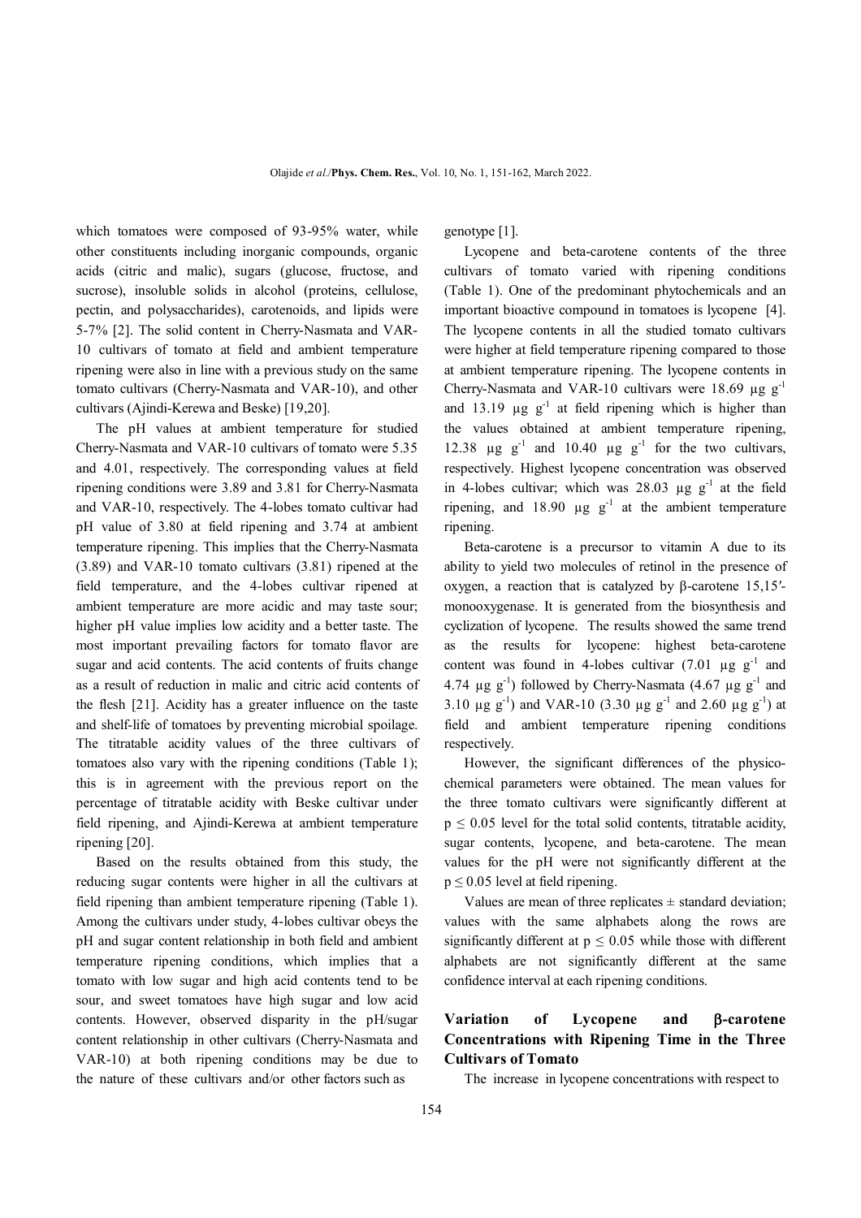which tomatoes were composed of 93-95% water, while other constituents including inorganic compounds, organic acids (citric and malic), sugars (glucose, fructose, and sucrose), insoluble solids in alcohol (proteins, cellulose, pectin, and polysaccharides), carotenoids, and lipids were 5-7% [2]. The solid content in Cherry-Nasmata and VAR-10 cultivars of tomato at field and ambient temperature ripening were also in line with a previous study on the same tomato cultivars (Cherry-Nasmata and VAR-10), and other cultivars (Ajindi-Kerewa and Beske) [19,20].

The pH values at ambient temperature for studied Cherry-Nasmata and VAR-10 cultivars of tomato were 5.35 and 4.01, respectively. The corresponding values at field ripening conditions were 3.89 and 3.81 for Cherry-Nasmata and VAR-10, respectively. The 4-lobes tomato cultivar had pH value of 3.80 at field ripening and 3.74 at ambient temperature ripening. This implies that the Cherry-Nasmata (3.89) and VAR-10 tomato cultivars (3.81) ripened at the field temperature, and the 4-lobes cultivar ripened at ambient temperature are more acidic and may taste sour; higher pH value implies low acidity and a better taste. The most important prevailing factors for tomato flavor are sugar and acid contents. The acid contents of fruits change as a result of reduction in malic and citric acid contents of the flesh [21]. Acidity has a greater influence on the taste and shelf-life of tomatoes by preventing microbial spoilage. The titratable acidity values of the three cultivars of tomatoes also vary with the ripening conditions (Table 1); this is in agreement with the previous report on the percentage of titratable acidity with Beske cultivar under field ripening, and Ajindi-Kerewa at ambient temperature ripening [20].

Based on the results obtained from this study, the reducing sugar contents were higher in all the cultivars at field ripening than ambient temperature ripening (Table 1). Among the cultivars under study, 4-lobes cultivar obeys the pH and sugar content relationship in both field and ambient temperature ripening conditions, which implies that a tomato with low sugar and high acid contents tend to be sour, and sweet tomatoes have high sugar and low acid contents. However, observed disparity in the pH/sugar content relationship in other cultivars (Cherry-Nasmata and VAR-10) at both ripening conditions may be due to the nature of these cultivars and/or other factors such as genotype [1].

Lycopene and beta-carotene contents of the three cultivars of tomato varied with ripening conditions (Table 1). One of the predominant phytochemicals and an important bioactive compound in tomatoes is lycopene [4]. The lycopene contents in all the studied tomato cultivars were higher at field temperature ripening compared to those at ambient temperature ripening. The lycopene contents in Cherry-Nasmata and VAR-10 cultivars were 18.69 $\mu g\ g^{-1}$ and 13.19 $\mu g\ g^{-1}$ at field ripening which is higher than the values obtained at ambient temperature ripening, 12.38 $\mu g\ g^{-1}$ and 10.40 $\mu g\ g^{-1}$ for the two cultivars, respectively. Highest lycopene concentration was observed in 4-lobes cultivar; which was 28.03 $\mu g\ g^{-1}$ at the field ripening, and 18.90 $\mu g\ g^{-1}$ at the ambient temperature ripening.

Beta-carotene is a precursor to vitamin A due to its ability to yield two molecules of retinol in the presence of oxygen, a reaction that is catalyzed by β-carotene 15,15′-monooxygenase. It is generated from the biosynthesis and cyclization of lycopene. The results showed the same trend as the results for lycopene: highest beta-carotene content was found in 4-lobes cultivar (7.01 $\mu g\ g^{-1}$ and 4.74 $\mu g\ g^{-1}$) followed by Cherry-Nasmata (4.67 $\mu g\ g^{-1}$ and 3.10 $\mu g\ g^{-1}$) and VAR-10 (3.30 $\mu g\ g^{-1}$ and 2.60 $\mu g\ g^{-1}$) at field and ambient temperature ripening conditions respectively.

However, the significant differences of the physico-chemical parameters were obtained. The mean values for the three tomato cultivars were significantly different at $p \leq 0.05$ level for the total solid contents, titratable acidity, sugar contents, lycopene, and beta-carotene. The mean values for the pH were not significantly different at the $p \leq 0.05$ level at field ripening.

Values are mean of three replicates ± standard deviation; values with the same alphabets along the rows are significantly different at $p \leq 0.05$ while those with different alphabets are not significantly different at the same confidence interval at each ripening conditions.

## Variation of Lycopene and β-carotene Concentrations with Ripening Time in the Three Cultivars of Tomato

The increase in lycopene concentrations with respect to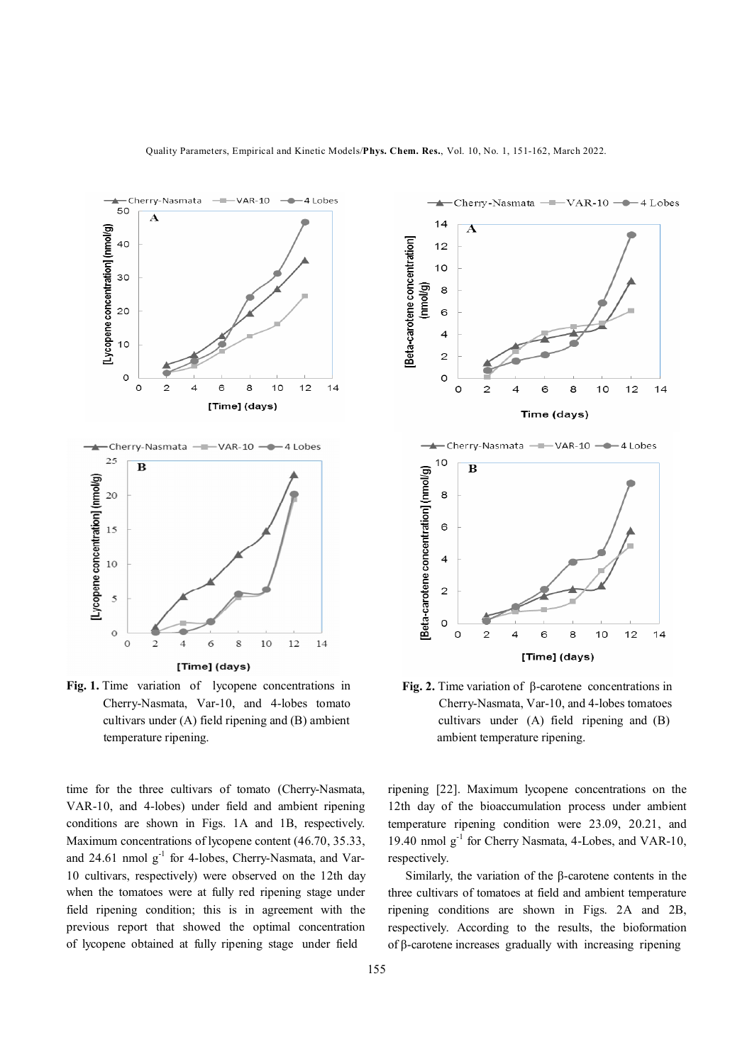Fig. 1. Time variation of lycopene concentrations in Cherry-Nasmata, Var-10, and 4-lobes tomato cultivars under (A) field ripening and (B) ambient temperature ripening.

Fig. 2. Time variation of β-carotene concentrations in Cherry-Nasmata, Var-10, and 4-lobes tomatoes cultivars under (A) field ripening and (B) ambient temperature ripening.

time for the three cultivars of tomato (Cherry-Nasmata, VAR-10, and 4-lobes) under field and ambient ripening conditions are shown in Figs. 1A and 1B, respectively. Maximum concentrations of lycopene content (46.70, 35.33, and 24.61 nmol $g^{-1}$ for 4-lobes, Cherry-Nasmata, and Var-10 cultivars, respectively) were observed on the 12th day when the tomatoes were at fully red ripening stage under field ripening condition; this is in agreement with the previous report that showed the optimal concentration of lycopene obtained at fully ripening stage under field ripening [22]. Maximum lycopene concentrations on the 12th day of the bioaccumulation process under ambient temperature ripening condition were 23.09, 20.21, and 19.40 nmol $g^{-1}$ for Cherry Nasmata, 4-Lobes, and VAR-10, respectively.

Similarly, the variation of the β-carotene contents in the three cultivars of tomatoes at field and ambient temperature ripening conditions are shown in Figs. 2A and 2B, respectively. According to the results, the bioformation of β-carotene increases gradually with increasing ripening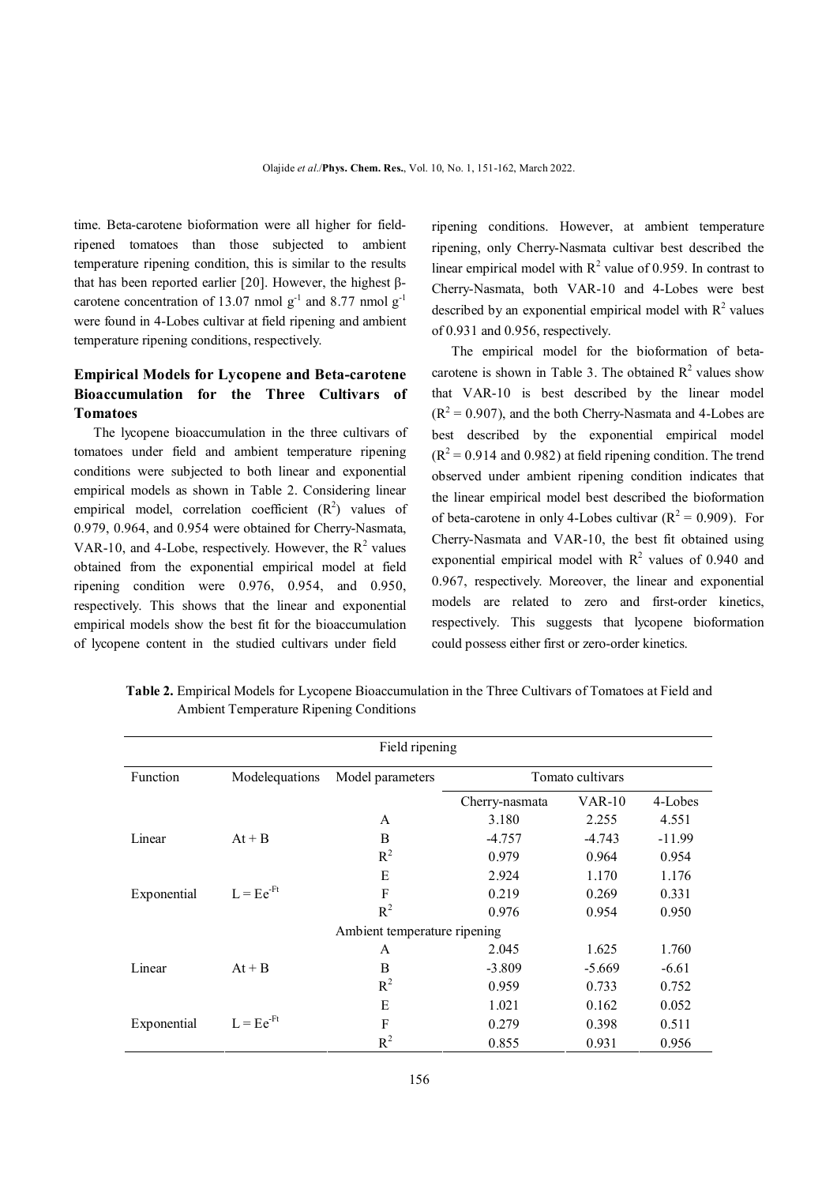time. Beta-carotene bioformation were all higher for field-ripened tomatoes than those subjected to ambient temperature ripening condition, this is similar to the results that has been reported earlier [20]. However, the highest β-carotene concentration of 13.07 nmol $g^{-1}$ and 8.77 nmol $g^{-1}$ were found in 4-Lobes cultivar at field ripening and ambient temperature ripening conditions, respectively.

## Empirical Models for Lycopene and Beta-carotene Bioaccumulation for the Three Cultivars of Tomatoes

The lycopene bioaccumulation in the three cultivars of tomatoes under field and ambient temperature ripening conditions were subjected to both linear and exponential empirical models as shown in Table 2. Considering linear empirical model, correlation coefficient ($R^2$) values of 0.979, 0.964, and 0.954 were obtained for Cherry-Nasmata, VAR-10, and 4-Lobe, respectively. However, the $R^2$ values obtained from the exponential empirical model at field ripening condition were 0.976, 0.954, and 0.950, respectively. This shows that the linear and exponential empirical models show the best fit for the bioaccumulation of lycopene content in the studied cultivars under field ripening conditions. However, at ambient temperature ripening, only Cherry-Nasmata cultivar best described the linear empirical model with $R^2$ value of 0.959. In contrast to Cherry-Nasmata, both VAR-10 and 4-Lobes were best described by an exponential empirical model with $R^2$ values of 0.931 and 0.956, respectively.

The empirical model for the bioformation of beta-carotene is shown in Table 3. The obtained $R^2$ values show that VAR-10 is best described by the linear model ($R^2 = 0.907$), and the both Cherry-Nasmata and 4-Lobes are best described by the exponential empirical model ($R^2 = 0.914$ and $0.982$) at field ripening condition. The trend observed under ambient ripening condition indicates that the linear empirical model best described the bioformation of beta-carotene in only 4-Lobes cultivar ($R^2 = 0.909$). For Cherry-Nasmata and VAR-10, the best fit obtained using exponential empirical model with $R^2$ values of 0.940 and 0.967, respectively. Moreover, the linear and exponential models are related to zero and first-order kinetics, respectively. This suggests that lycopene bioformation could possess either first or zero-order kinetics.

**Table 2.** Empirical Models for Lycopene Bioaccumulation in the Three Cultivars of Tomatoes at Field and Ambient Temperature Ripening Conditions

| Field ripening | | | | | |
|---|---|---|---|---|---|
| Function | Modelequations | Model parameters | Tomato cultivars | | |
| | | | Cherry-nasmata | VAR-10 | 4-Lobes |
| | | A | 3.180 | 2.255 | 4.551 |
| Linear | At + B | B | -4.757 | -4.743 | -11.99 |
| | | $R^2$ | 0.979 | 0.964 | 0.954 |
| | | E | 2.924 | 1.170 | 1.176 |
| Exponential | $L = Ee^{-Ft}$ | F | 0.219 | 0.269 | 0.331 |
| | | $R^2$ | 0.976 | 0.954 | 0.950 |
| | | Ambient temperature ripening | | | |
| | | A | 2.045 | 1.625 | 1.760 |
| Linear | At + B | B | -3.809 | -5.669 | -6.61 |
| | | $R^2$ | 0.959 | 0.733 | 0.752 |
| | | E | 1.021 | 0.162 | 0.052 |
| Exponential | $L = Ee^{-Ft}$ | F | 0.279 | 0.398 | 0.511 |
| | | $R^2$ | 0.855 | 0.931 | 0.956 |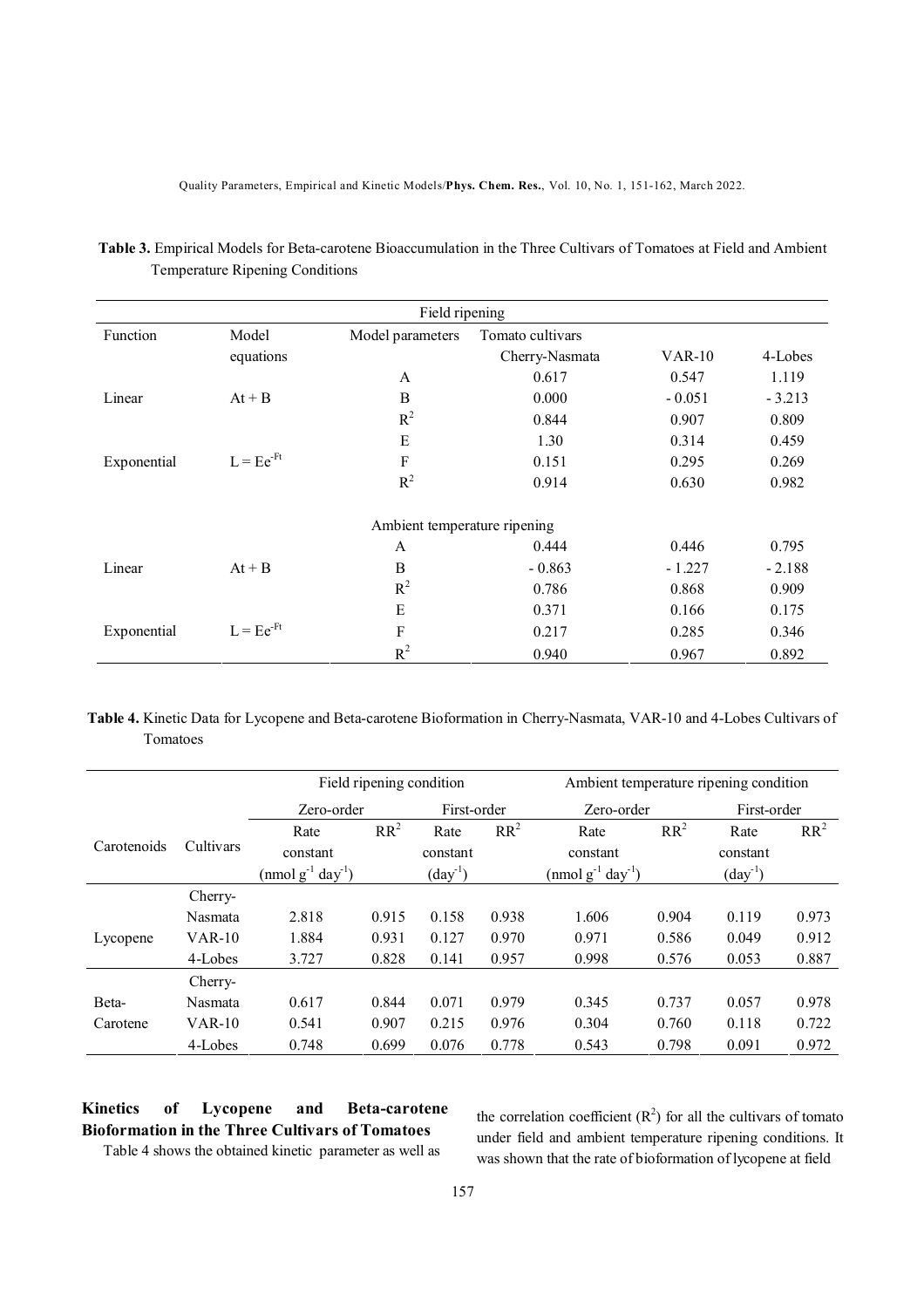**Table 3.** Empirical Models for Beta-carotene Bioaccumulation in the Three Cultivars of Tomatoes at Field and Ambient Temperature Ripening Conditions

| Function | Model equations | Model parameters | Tomato cultivars | | |
|---|---|---|---|---|---|
| | | | Cherry-Nasmata | VAR-10 | 4-Lobes |
| **Field ripening** | | | | | |
| Linear | $At + B$ | A | 0.617 | 0.547 | 1.119 |
| | | B | 0.000 | - 0.051 | - 3.213 |
| | | $R^2$ | 0.844 | 0.907 | 0.809 |
| Exponential | $L = Ee^{-Ft}$ | E | 1.30 | 0.314 | 0.459 |
| | | F | 0.151 | 0.295 | 0.269 |
| | | $R^2$ | 0.914 | 0.630 | 0.982 |
| **Ambient temperature ripening** | | | | | |
| Linear | $At + B$ | A | 0.444 | 0.446 | 0.795 |
| | | B | - 0.863 | - 1.227 | - 2.188 |
| | | $R^2$ | 0.786 | 0.868 | 0.909 |
| Exponential | $L = Ee^{-Ft}$ | E | 0.371 | 0.166 | 0.175 |
| | | F | 0.217 | 0.285 | 0.346 |
| | | $R^2$ | 0.940 | 0.967 | 0.892 |

**Table 4.** Kinetic Data for Lycopene and Beta-carotene Bioformation in Cherry-Nasmata, VAR-10 and 4-Lobes Cultivars of Tomatoes

| | | Field ripening condition | | | | Ambient temperature ripening condition | | | |
|---|---|---|---|---|---|---|---|---|---|
| | | Zero-order | | First-order | | Zero-order | | First-order | |
| Carotenoids | Cultivars | Rate constant (nmol $g^{-1}$ $day^{-1}$) | $RR^2$ | Rate constant ($day^{-1}$) | $RR^2$ | Rate constant (nmol $g^{-1}$ $day^{-1}$) | $RR^2$ | Rate constant ($day^{-1}$) | $RR^2$ |
| Lycopene | Cherry-Nasmata | 2.818 | 0.915 | 0.158 | 0.938 | 1.606 | 0.904 | 0.119 | 0.973 |
| | VAR-10 | 1.884 | 0.931 | 0.127 | 0.970 | 0.971 | 0.586 | 0.049 | 0.912 |
| | 4-Lobes | 3.727 | 0.828 | 0.141 | 0.957 | 0.998 | 0.576 | 0.053 | 0.887 |
| Beta-Carotene | Cherry-Nasmata | 0.617 | 0.844 | 0.071 | 0.979 | 0.345 | 0.737 | 0.057 | 0.978 |
| | VAR-10 | 0.541 | 0.907 | 0.215 | 0.976 | 0.304 | 0.760 | 0.118 | 0.722 |
| | 4-Lobes | 0.748 | 0.699 | 0.076 | 0.778 | 0.543 | 0.798 | 0.091 | 0.972 |

### Kinetics of Lycopene and Beta-carotene Bioformation in the Three Cultivars of Tomatoes

Table 4 shows the obtained kinetic parameter as well as the correlation coefficient ($R^2$) for all the cultivars of tomato under field and ambient temperature ripening conditions. It was shown that the rate of bioformation of lycopene at field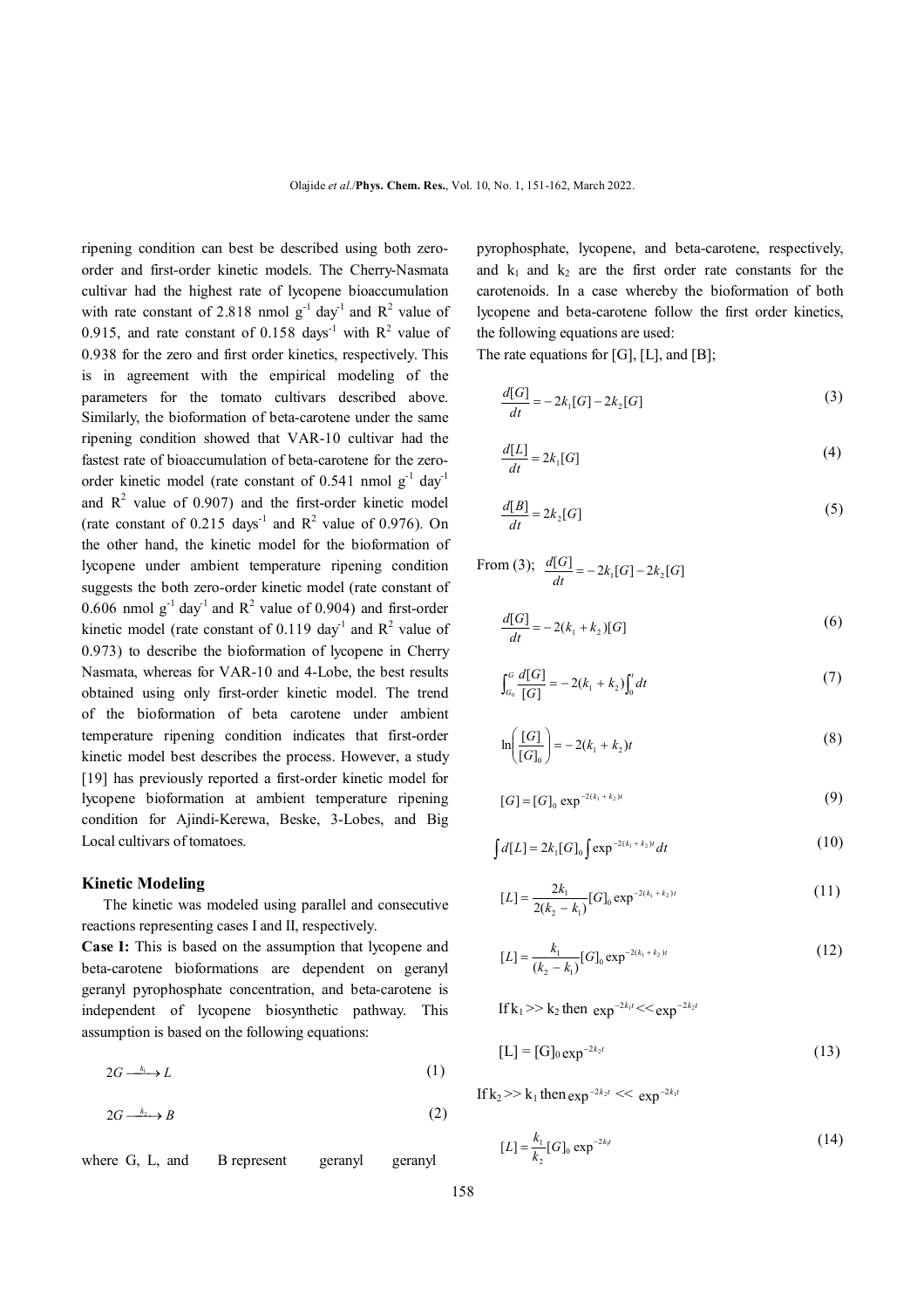ripening condition can best be described using both zero-order and first-order kinetic models. The Cherry-Nasmata cultivar had the highest rate of lycopene bioaccumulation with rate constant of 2.818 nmol $g^{-1}$ $day^{-1}$ and $R^2$ value of 0.915, and rate constant of 0.158 $days^{-1}$ with $R^2$ value of 0.938 for the zero and first order kinetics, respectively. This is in agreement with the empirical modeling of the parameters for the tomato cultivars described above. Similarly, the bioformation of beta-carotene under the same ripening condition showed that VAR-10 cultivar had the fastest rate of bioaccumulation of beta-carotene for the zero-order kinetic model (rate constant of 0.541 nmol $g^{-1}$ $day^{-1}$ and $R^2$ value of 0.907) and the first-order kinetic model (rate constant of 0.215 $days^{-1}$ and $R^2$ value of 0.976). On the other hand, the kinetic model for the bioformation of lycopene under ambient temperature ripening condition suggests the both zero-order kinetic model (rate constant of 0.606 nmol $g^{-1}$ $day^{-1}$ and $R^2$ value of 0.904) and first-order kinetic model (rate constant of 0.119 $day^{-1}$ and $R^2$ value of 0.973) to describe the bioformation of lycopene in Cherry Nasmata, whereas for VAR-10 and 4-Lobe, the best results obtained using only first-order kinetic model. The trend of the bioformation of beta carotene under ambient temperature ripening condition indicates that first-order kinetic model best describes the process. However, a study [19] has previously reported a first-order kinetic model for lycopene bioformation at ambient temperature ripening condition for Ajindi-Kerewa, Beske, 3-Lobes, and Big Local cultivars of tomatoes.

## Kinetic Modeling

The kinetic was modeled using parallel and consecutive reactions representing cases I and II, respectively.

**Case I:** This is based on the assumption that lycopene and beta-carotene bioformations are dependent on geranyl geranyl pyrophosphate concentration, and beta-carotene is independent of lycopene biosynthetic pathway. This assumption is based on the following equations:

$$2G \xrightarrow{k_1} L \tag{1}$$

$$2G \xrightarrow{k_2} B \tag{2}$$

where G, L, and B represent geranyl geranyl pyrophosphate, lycopene, and beta-carotene, respectively, and $k_1$ and $k_2$ are the first order rate constants for the carotenoids. In a case whereby the bioformation of both lycopene and beta-carotene follow the first order kinetics, the following equations are used:

The rate equations for [G], [L], and [B];

$$\frac{d[G]}{dt} = -2k_1[G] - 2k_2[G] \tag{3}$$

$$\frac{d[L]}{dt} = 2k_1[G] \tag{4}$$

$$\frac{d[B]}{dt} = 2k_2[G] \tag{5}$$

From (3); $\frac{d[G]}{dt} = -2k_1[G] - 2k_2[G]$

$$\frac{d[G]}{dt} = -2(k_1 + k_2)[G] \tag{6}$$

$$\int_{G_0}^{G} \frac{d[G]}{[G]} = -2(k_1 + k_2)\int_0^t dt \tag{7}$$

$$\ln\left(\frac{[G]}{[G]_0}\right) = -2(k_1 + k_2)t \tag{8}$$

$$[G] = [G]_0 \exp^{-2(k_1 + k_2)t} \tag{9}$$

$$\int d[L] = 2k_1[G]_0 \int \exp^{-2(k_1 + k_2)t} dt \tag{10}$$

$$[L] = \frac{2k_1}{2(k_2 - k_1)}[G]_0 \exp^{-2(k_1 + k_2)t} \tag{11}$$

$$[L] = \frac{k_1}{(k_2 - k_1)}[G]_0 \exp^{-2(k_1 + k_2)t} \tag{12}$$

If $k_1 >> k_2$ then $\exp^{-2k_1 t} << \exp^{-2k_2 t}$

$$[L] = [G]_0 \exp^{-2k_2 t} \tag{13}$$

If $k_2 >> k_1$ then $\exp^{-2k_2 t} << \exp^{-2k_1 t}$

$$[L] = \frac{k_1}{k_2}[G]_0 \exp^{-2k_1 t} \tag{14}$$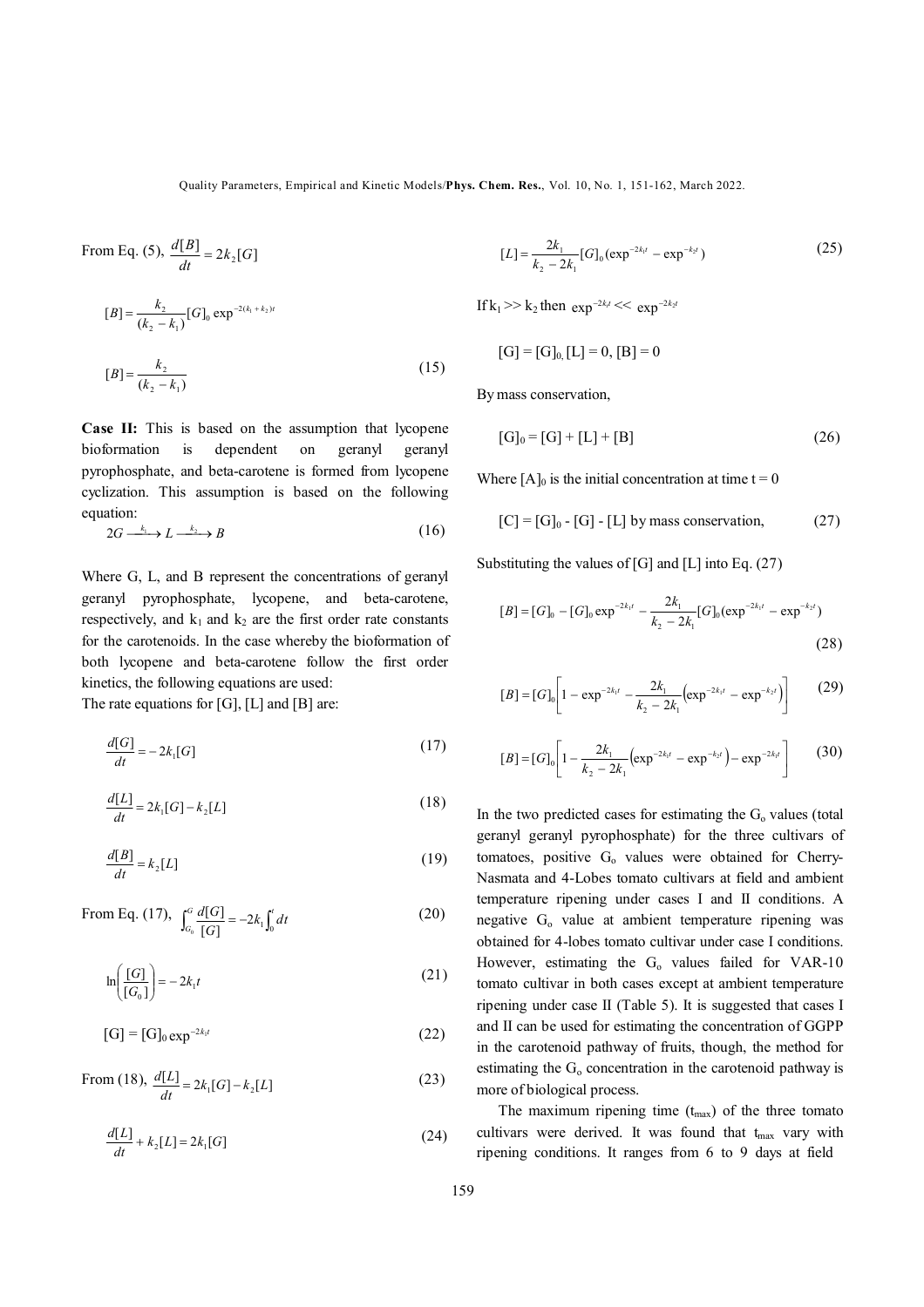From Eq. (5), $\frac{d[B]}{dt} = 2k_2[G]$

$$[B] = \frac{k_2}{(k_2 - k_1)}[G]_0 \exp^{-2(k_1 + k_2)t}$$

$$[B] = \frac{k_2}{(k_2 - k_1)} \tag{15}$$

**Case II:** This is based on the assumption that lycopene bioformation is dependent on geranyl geranyl pyrophosphate, and beta-carotene is formed from lycopene cyclization. This assumption is based on the following equation:

$$2G \xrightarrow{k_1} L \xrightarrow{k_2} B \tag{16}$$

Where G, L, and B represent the concentrations of geranyl geranyl pyrophosphate, lycopene, and beta-carotene, respectively, and $k_1$ and $k_2$ are the first order rate constants for the carotenoids. In the case whereby the bioformation of both lycopene and beta-carotene follow the first order kinetics, the following equations are used:

The rate equations for [G], [L] and [B] are:

$$\frac{d[G]}{dt} = -2k_1[G] \tag{17}$$

$$\frac{d[L]}{dt} = 2k_1[G] - k_2[L] \tag{18}$$

$$\frac{d[B]}{dt} = k_2[L] \tag{19}$$

From Eq. (17), $\int_{G_0}^{G} \frac{d[G]}{[G]} = -2k_1 \int_0^t dt$ (20)

$$\ln\left(\frac{[G]}{[G_0]}\right) = -2k_1 t \tag{21}$$

$$[G] = [G]_0 \exp^{-2k_1 t} \tag{22}$$

From (18), $\frac{d[L]}{dt} = 2k_1[G] - k_2[L]$ (23)

$$\frac{d[L]}{dt} + k_2[L] = 2k_1[G] \tag{24}$$

$$[L] = \frac{2k_1}{k_2 - 2k_1}[G]_0(\exp^{-2k_1 t} - \exp^{-k_2 t}) \tag{25}$$

If $k_1 >> k_2$ then $\exp^{-2k_1 t} << \exp^{-2k_2 t}$

$$[G] = [G]_0, [L] = 0, [B] = 0$$

By mass conservation,

$$[G]_0 = [G] + [L] + [B] \tag{26}$$

Where $[A]_0$ is the initial concentration at time t = 0

$$[C] = [G]_0 - [G] - [L] \text{ by mass conservation,} \tag{27}$$

Substituting the values of [G] and [L] into Eq. (27)

$$[B] = [G]_0 - [G]_0 \exp^{-2k_1 t} - \frac{2k_1}{k_2 - 2k_1}[G]_0(\exp^{-2k_1 t} - \exp^{-k_2 t}) \tag{28}$$

$$[B] = [G]_0\left[1 - \exp^{-2k_1 t} - \frac{2k_1}{k_2 - 2k_1}\left(\exp^{-2k_1 t} - \exp^{-k_2 t}\right)\right] \tag{29}$$

$$[B] = [G]_0\left[1 - \frac{2k_1}{k_2 - 2k_1}\left(\exp^{-2k_1 t} - \exp^{-k_2 t}\right) - \exp^{-2k_1 t}\right] \tag{30}$$

In the two predicted cases for estimating the $G_o$ values (total geranyl geranyl pyrophosphate) for the three cultivars of tomatoes, positive $G_o$ values were obtained for Cherry-Nasmata and 4-Lobes tomato cultivars at field and ambient temperature ripening under cases I and II conditions. A negative $G_o$ value at ambient temperature ripening was obtained for 4-lobes tomato cultivar under case I conditions. However, estimating the $G_o$ values failed for VAR-10 tomato cultivar in both cases except at ambient temperature ripening under case II (Table 5). It is suggested that cases I and II can be used for estimating the concentration of GGPP in the carotenoid pathway of fruits, though, the method for estimating the $G_o$ concentration in the carotenoid pathway is more of biological process.

The maximum ripening time ($t_{max}$) of the three tomato cultivars were derived. It was found that $t_{max}$ vary with ripening conditions. It ranges from 6 to 9 days at field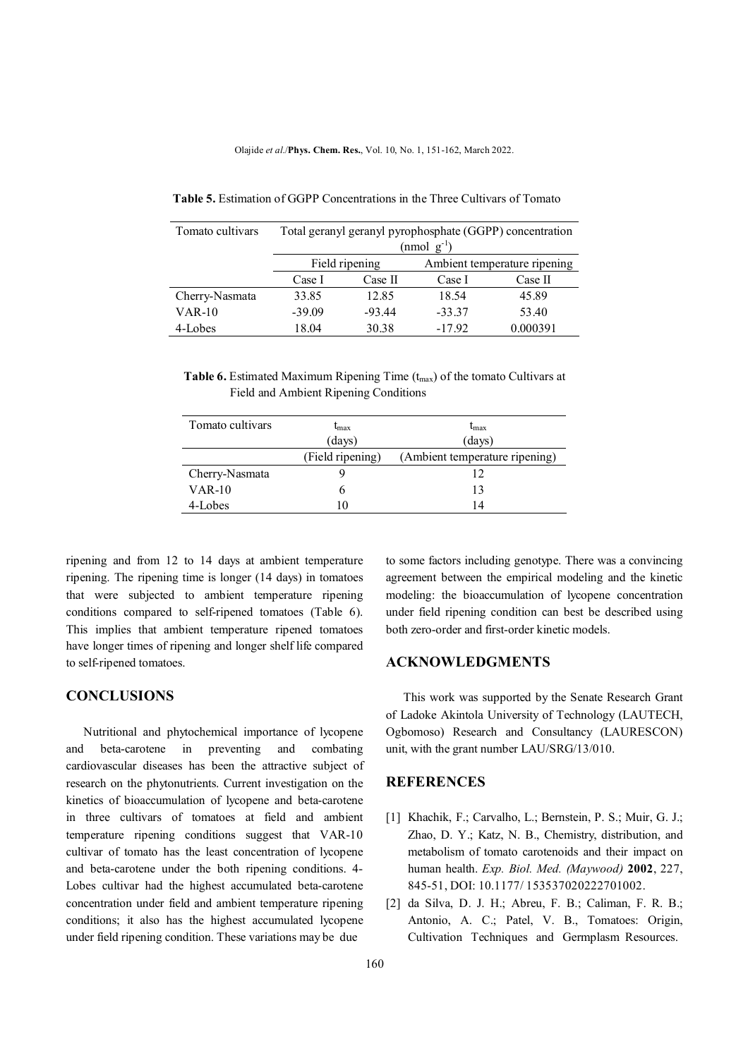**Table 5.** Estimation of GGPP Concentrations in the Three Cultivars of Tomato

| Tomato cultivars | Total geranyl geranyl pyrophosphate (GGPP) concentration (nmol $g^{-1}$) | | | |
|---|---|---|---|---|
| | Field ripening | | Ambient temperature ripening | |
| | Case I | Case II | Case I | Case II |
| Cherry-Nasmata | 33.85 | 12.85 | 18.54 | 45.89 |
| VAR-10 | -39.09 | -93.44 | -33.37 | 53.40 |
| 4-Lobes | 18.04 | 30.38 | -17.92 | 0.000391 |

**Table 6.** Estimated Maximum Ripening Time ($t_{max}$) of the tomato Cultivars at Field and Ambient Ripening Conditions

| Tomato cultivars | $t_{max}$ (days) | $t_{max}$ (days) |
|---|---|---|
| | (Field ripening) | (Ambient temperature ripening) |
| Cherry-Nasmata | 9 | 12 |
| VAR-10 | 6 | 13 |
| 4-Lobes | 10 | 14 |

ripening and from 12 to 14 days at ambient temperature ripening. The ripening time is longer (14 days) in tomatoes that were subjected to ambient temperature ripening conditions compared to self-ripened tomatoes (Table 6). This implies that ambient temperature ripened tomatoes have longer times of ripening and longer shelf life compared to self-ripened tomatoes.

## CONCLUSIONS

Nutritional and phytochemical importance of lycopene and beta-carotene in preventing and combating cardiovascular diseases has been the attractive subject of research on the phytonutrients. Current investigation on the kinetics of bioaccumulation of lycopene and beta-carotene in three cultivars of tomatoes at field and ambient temperature ripening conditions suggest that VAR-10 cultivar of tomato has the least concentration of lycopene and beta-carotene under the both ripening conditions. 4-Lobes cultivar had the highest accumulated beta-carotene concentration under field and ambient temperature ripening conditions; it also has the highest accumulated lycopene under field ripening condition. These variations may be due to some factors including genotype. There was a convincing agreement between the empirical modeling and the kinetic modeling: the bioaccumulation of lycopene concentration under field ripening condition can best be described using both zero-order and first-order kinetic models.

## ACKNOWLEDGMENTS

This work was supported by the Senate Research Grant of Ladoke Akintola University of Technology (LAUTECH, Ogbomoso) Research and Consultancy (LAURESCON) unit, with the grant number LAU/SRG/13/010.

## REFERENCES

[1] Khachik, F.; Carvalho, L.; Bernstein, P. S.; Muir, G. J.; Zhao, D. Y.; Katz, N. B., Chemistry, distribution, and metabolism of tomato carotenoids and their impact on human health. *Exp. Biol. Med. (Maywood)* **2002**, 227, 845-51, DOI: 10.1177/ 153537020222701002.

[2] da Silva, D. J. H.; Abreu, F. B.; Caliman, F. R. B.; Antonio, A. C.; Patel, V. B., Tomatoes: Origin, Cultivation Techniques and Germplasm Resources.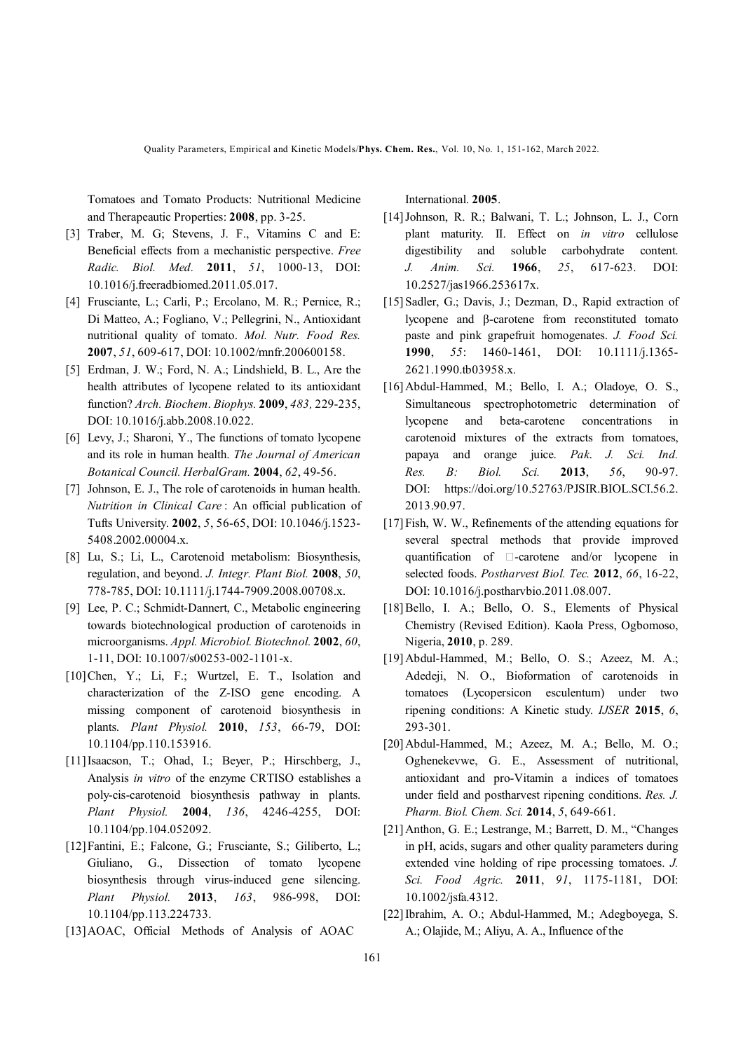Tomatoes and Tomato Products: Nutritional Medicine and Therapeautic Properties: **2008**, pp. 3-25.

[3] Traber, M. G; Stevens, J. F., Vitamins C and E: Beneficial effects from a mechanistic perspective. *Free Radic. Biol. Med.* **2011**, *51*, 1000-13, DOI: 10.1016/j.freeradbiomed.2011.05.017.

[4] Frusciante, L.; Carli, P.; Ercolano, M. R.; Pernice, R.; Di Matteo, A.; Fogliano, V.; Pellegrini, N., Antioxidant nutritional quality of tomato. *Mol. Nutr. Food Res.* **2007**, *51*, 609-617, DOI: 10.1002/mnfr.200600158.

[5] Erdman, J. W.; Ford, N. A.; Lindshield, B. L., Are the health attributes of lycopene related to its antioxidant function? *Arch. Biochem. Biophys.* **2009**, *483,* 229-235, DOI: 10.1016/j.abb.2008.10.022.

[6] Levy, J.; Sharoni, Y., The functions of tomato lycopene and its role in human health. *The Journal of American Botanical Council. HerbalGram.* **2004**, *62*, 49-56.

[7] Johnson, E. J., The role of carotenoids in human health. *Nutrition in Clinical Care* : An official publication of Tufts University. **2002**, *5*, 56-65, DOI: 10.1046/j.1523-5408.2002.00004.x.

[8] Lu, S.; Li, L., Carotenoid metabolism: Biosynthesis, regulation, and beyond. *J. Integr. Plant Biol.* **2008**, *50*, 778-785, DOI: 10.1111/j.1744-7909.2008.00708.x.

[9] Lee, P. C.; Schmidt-Dannert, C., Metabolic engineering towards biotechnological production of carotenoids in microorganisms. *Appl. Microbiol. Biotechnol.* **2002**, *60*, 1-11, DOI: 10.1007/s00253-002-1101-x.

[10] Chen, Y.; Li, F.; Wurtzel, E. T., Isolation and characterization of the Z-ISO gene encoding. A missing component of carotenoid biosynthesis in plants. *Plant Physiol.* **2010**, *153*, 66-79, DOI: 10.1104/pp.110.153916.

[11] Isaacson, T.; Ohad, I.; Beyer, P.; Hirschberg, J., Analysis *in vitro* of the enzyme CRTISO establishes a poly-cis-carotenoid biosynthesis pathway in plants. *Plant Physiol.* **2004**, *136*, 4246-4255, DOI: 10.1104/pp.104.052092.

[12] Fantini, E.; Falcone, G.; Frusciante, S.; Giliberto, L.; Giuliano, G., Dissection of tomato lycopene biosynthesis through virus-induced gene silencing. *Plant Physiol.* **2013**, *163*, 986-998, DOI: 10.1104/pp.113.224733.

[13] AOAC, Official Methods of Analysis of AOAC International. **2005**.

[14] Johnson, R. R.; Balwani, T. L.; Johnson, L. J., Corn plant maturity. II. Effect on *in vitro* cellulose digestibility and soluble carbohydrate content. *J. Anim. Sci.* **1966**, *25*, 617-623. DOI: 10.2527/jas1966.253617x.

[15] Sadler, G.; Davis, J.; Dezman, D., Rapid extraction of lycopene and β-carotene from reconstituted tomato paste and pink grapefruit homogenates. *J. Food Sci.* **1990**, *55*: 1460-1461, DOI: 10.1111/j.1365-2621.1990.tb03958.x.

[16] Abdul-Hammed, M.; Bello, I. A.; Oladoye, O. S., Simultaneous spectrophotometric determination of lycopene and beta-carotene concentrations in carotenoid mixtures of the extracts from tomatoes, papaya and orange juice. *Pak. J. Sci. Ind. Res. B: Biol. Sci.* **2013**, *56*, 90-97. DOI: https://doi.org/10.52763/PJSIR.BIOL.SCI.56.2.2013.90.97.

[17] Fish, W. W., Refinements of the attending equations for several spectral methods that provide improved quantification of □-carotene and/or lycopene in selected foods. *Postharvest Biol. Tec.* **2012**, *66*, 16-22, DOI: 10.1016/j.postharvbio.2011.08.007.

[18] Bello, I. A.; Bello, O. S., Elements of Physical Chemistry (Revised Edition). Kaola Press, Ogbomoso, Nigeria, **2010**, p. 289.

[19] Abdul-Hammed, M.; Bello, O. S.; Azeez, M. A.; Adedeji, N. O., Bioformation of carotenoids in tomatoes (Lycopersicon esculentum) under two ripening conditions: A Kinetic study. *IJSER* **2015**, *6*, 293-301.

[20] Abdul-Hammed, M.; Azeez, M. A.; Bello, M. O.; Oghenekevwe, G. E., Assessment of nutritional, antioxidant and pro-Vitamin a indices of tomatoes under field and postharvest ripening conditions. *Res. J. Pharm. Biol. Chem. Sci.* **2014**, *5*, 649-661.

[21] Anthon, G. E.; Lestrange, M.; Barrett, D. M., "Changes in pH, acids, sugars and other quality parameters during extended vine holding of ripe processing tomatoes. *J. Sci. Food Agric.* **2011**, *91*, 1175-1181, DOI: 10.1002/jsfa.4312.

[22] Ibrahim, A. O.; Abdul-Hammed, M.; Adegboyega, S. A.; Olajide, M.; Aliyu, A. A., Influence of the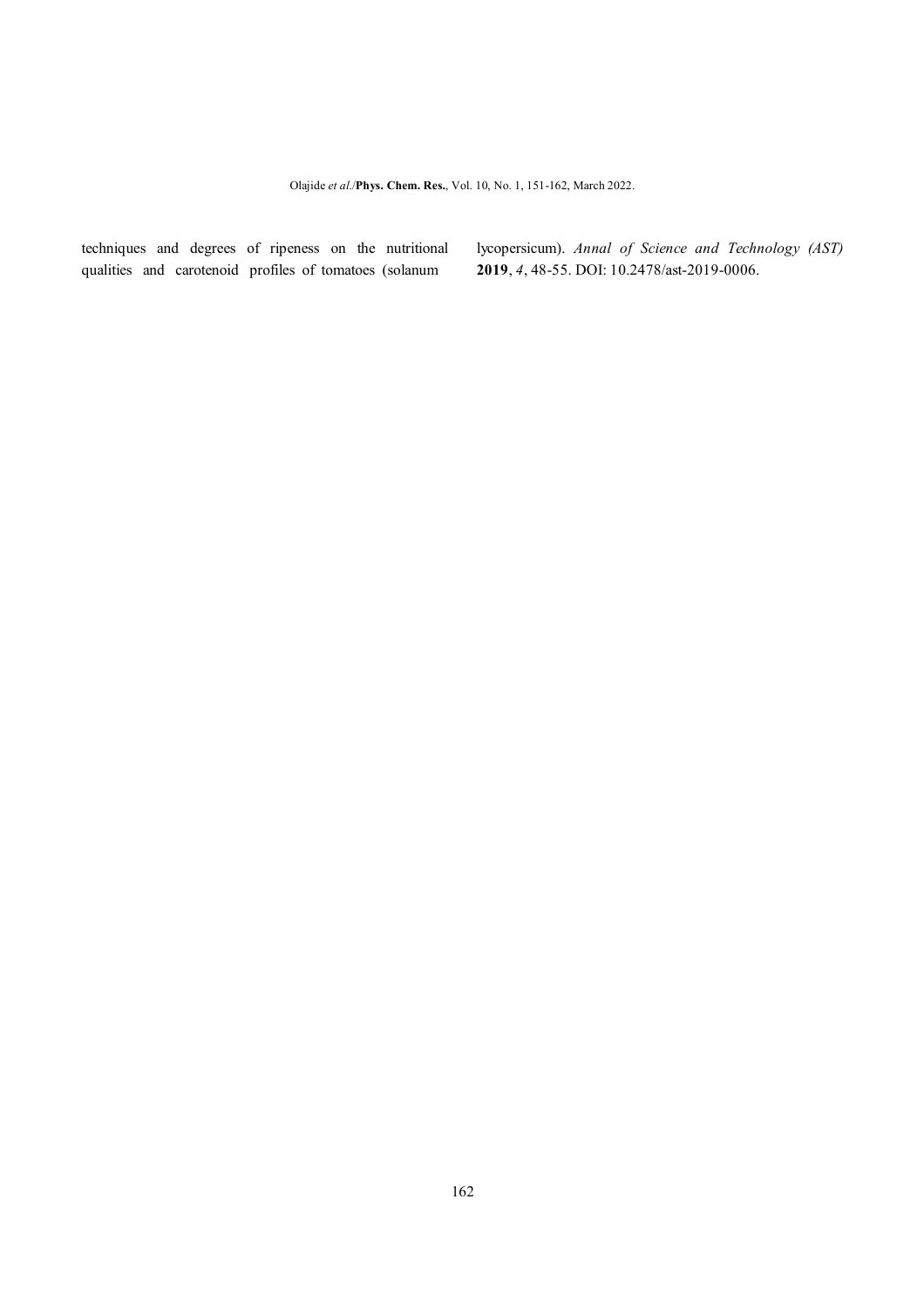techniques and degrees of ripeness on the nutritional qualities and carotenoid profiles of tomatoes (solanum lycopersicum). *Annal of Science and Technology (AST)* **2019**, *4*, 48-55. DOI: 10.2478/ast-2019-0006.